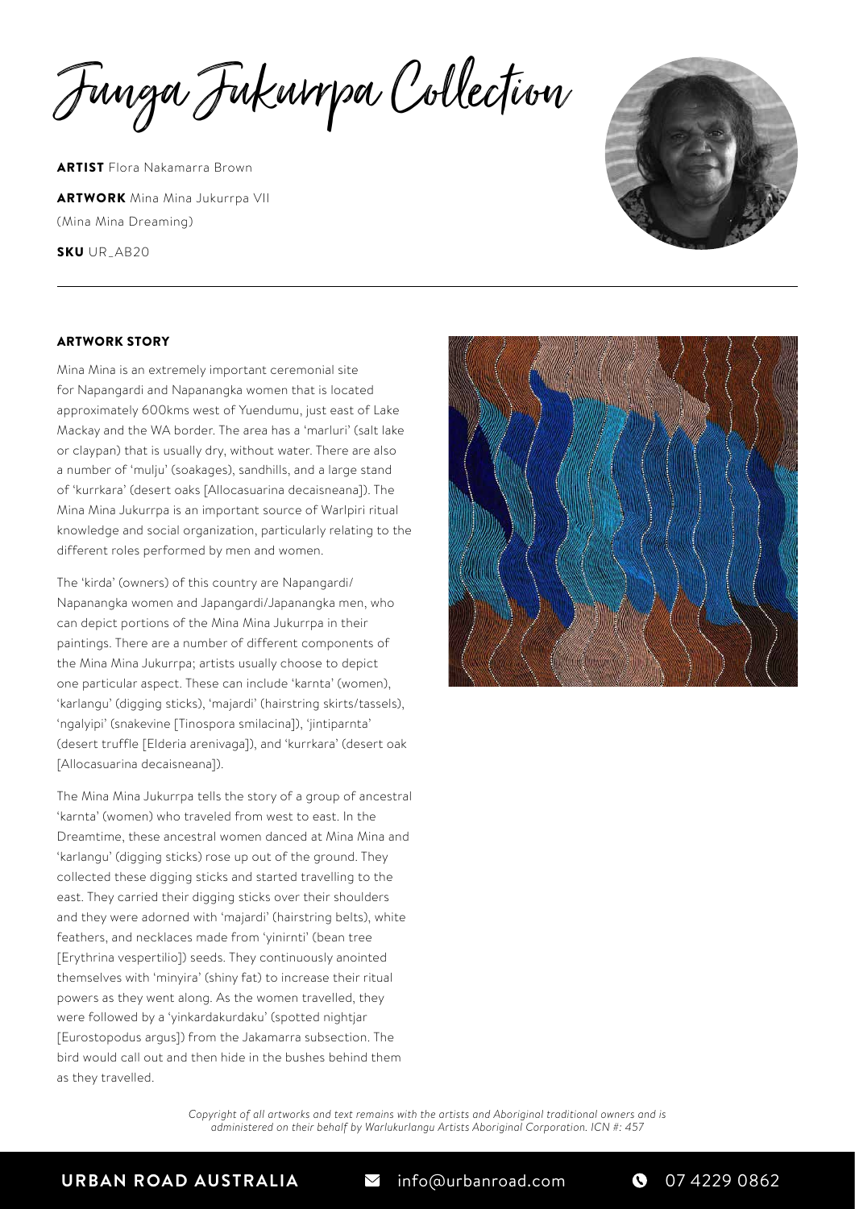# Jukurrpa Jukurrpa Collection

**ARTIST** Flora Nakamarra Brown

**ARTWORK** Mina Mina Jukurrpa VII
(Mina Mina Dreaming)

**SKU** UR_AB20

## ARTWORK STORY

Mina Mina is an extremely important ceremonial site for Napangardi and Napanangka women that is located approximately 600kms west of Yuendumu, just east of Lake Mackay and the WA border. The area has a 'marluri' (salt lake or claypan) that is usually dry, without water. There are also a number of 'mulju' (soakages), sandhills, and a large stand of 'kurrkara' (desert oaks [Allocasuarina decaisneana]). The Mina Mina Jukurrpa is an important source of Warlpiri ritual knowledge and social organization, particularly relating to the different roles performed by men and women.

The 'kirda' (owners) of this country are Napangardi/ Napanangka women and Japangardi/Japanangka men, who can depict portions of the Mina Mina Jukurrpa in their paintings. There are a number of different components of the Mina Mina Jukurrpa; artists usually choose to depict one particular aspect. These can include 'karnta' (women), 'karlangu' (digging sticks), 'majardi' (hairstring skirts/tassels), 'ngalyipi' (snakevine [Tinospora smilacina]), 'jintiparnta' (desert truffle [Elderia arenivaga]), and 'kurrkara' (desert oak [Allocasuarina decaisneana]).

The Mina Mina Jukurrpa tells the story of a group of ancestral 'karnta' (women) who traveled from west to east. In the Dreamtime, these ancestral women danced at Mina Mina and 'karlangu' (digging sticks) rose up out of the ground. They collected these digging sticks and started travelling to the east. They carried their digging sticks over their shoulders and they were adorned with 'majardi' (hairstring belts), white feathers, and necklaces made from 'yinirnti' (bean tree [Erythrina vespertilio]) seeds. They continuously anointed themselves with 'minyira' (shiny fat) to increase their ritual powers as they went along. As the women travelled, they were followed by a 'yinkardakurdaku' (spotted nightjar [Eurostopodus argus]) from the Jakamarra subsection. The bird would call out and then hide in the bushes behind them as they travelled.

*Copyright of all artworks and text remains with the artists and Aboriginal traditional owners and is administered on their behalf by Warlukurlangu Artists Aboriginal Corporation. ICN #: 457*

**URBAN ROAD AUSTRALIA** info@urbanroad.com 07 4229 0862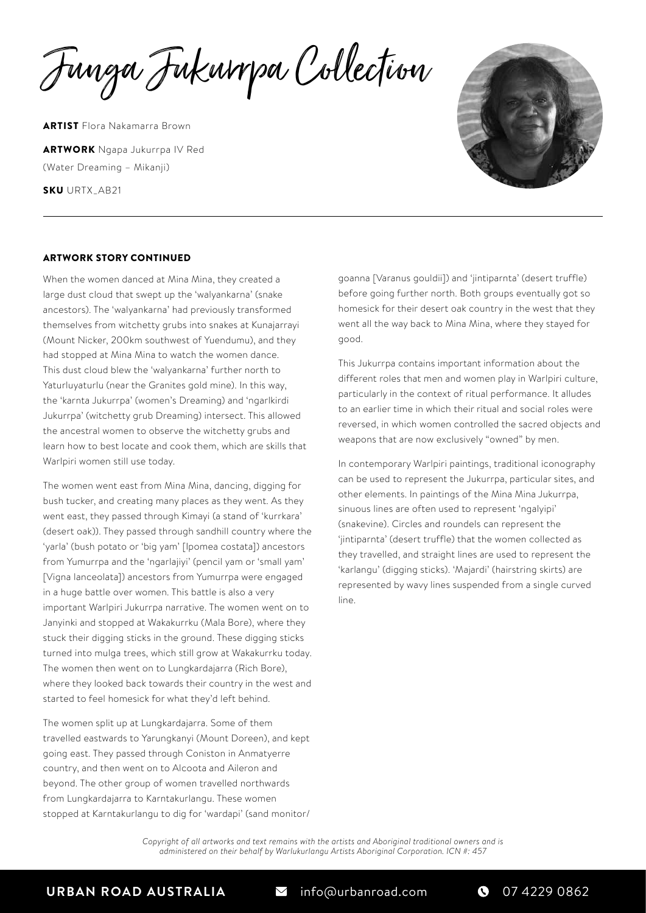# Junga Jukurrpa Collection

**ARTIST** Flora Nakamarra Brown

**ARTWORK** Ngapa Jukurrpa IV Red (Water Dreaming – Mikanji)

**SKU** URTX_AB21

---

## ARTWORK STORY CONTINUED

When the women danced at Mina Mina, they created a large dust cloud that swept up the 'walyankarna' (snake ancestors). The 'walyankarna' had previously transformed themselves from witchetty grubs into snakes at Kunajarrayi (Mount Nicker, 200km southwest of Yuendumu), and they had stopped at Mina Mina to watch the women dance. This dust cloud blew the 'walyankarna' further north to Yaturluyaturlu (near the Granites gold mine). In this way, the 'karnta Jukurrpa' (women's Dreaming) and 'ngarlkirdi Jukurrpa' (witchetty grub Dreaming) intersect. This allowed the ancestral women to observe the witchetty grubs and learn how to best locate and cook them, which are skills that Warlpiri women still use today.

The women went east from Mina Mina, dancing, digging for bush tucker, and creating many places as they went. As they went east, they passed through Kimayi (a stand of 'kurrkara' (desert oak)). They passed through sandhill country where the 'yarla' (bush potato or 'big yam' [Ipomea costata]) ancestors from Yumurrpa and the 'ngarlajiyi' (pencil yam or 'small yam' [Vigna lanceolata]) ancestors from Yumurrpa were engaged in a huge battle over women. This battle is also a very important Warlpiri Jukurrpa narrative. The women went on to Janyinki and stopped at Wakakurrku (Mala Bore), where they stuck their digging sticks in the ground. These digging sticks turned into mulga trees, which still grow at Wakakurrku today. The women then went on to Lungkardajarra (Rich Bore), where they looked back towards their country in the west and started to feel homesick for what they'd left behind.

The women split up at Lungkardajarra. Some of them travelled eastwards to Yarungkanyi (Mount Doreen), and kept going east. They passed through Coniston in Anmatyerre country, and then went on to Alcoota and Aileron and beyond. The other group of women travelled northwards from Lungkardajarra to Karntakurlangu. These women stopped at Karntakurlangu to dig for 'wardapi' (sand monitor/goanna [Varanus gouldii]) and 'jintiparnta' (desert truffle) before going further north. Both groups eventually got so homesick for their desert oak country in the west that they went all the way back to Mina Mina, where they stayed for good.

This Jukurrpa contains important information about the different roles that men and women play in Warlpiri culture, particularly in the context of ritual performance. It alludes to an earlier time in which their ritual and social roles were reversed, in which women controlled the sacred objects and weapons that are now exclusively "owned" by men.

In contemporary Warlpiri paintings, traditional iconography can be used to represent the Jukurrpa, particular sites, and other elements. In paintings of the Mina Mina Jukurrpa, sinuous lines are often used to represent 'ngalyipi' (snakevine). Circles and roundels can represent the 'jintiparnta' (desert truffle) that the women collected as they travelled, and straight lines are used to represent the 'karlangu' (digging sticks). 'Majardi' (hairstring skirts) are represented by wavy lines suspended from a single curved line.

*Copyright of all artworks and text remains with the artists and Aboriginal traditional owners and is administered on their behalf by Warlukurlangu Artists Aboriginal Corporation. ICN #: 457*

**URBAN ROAD AUSTRALIA** info@urbanroad.com 07 4229 0862